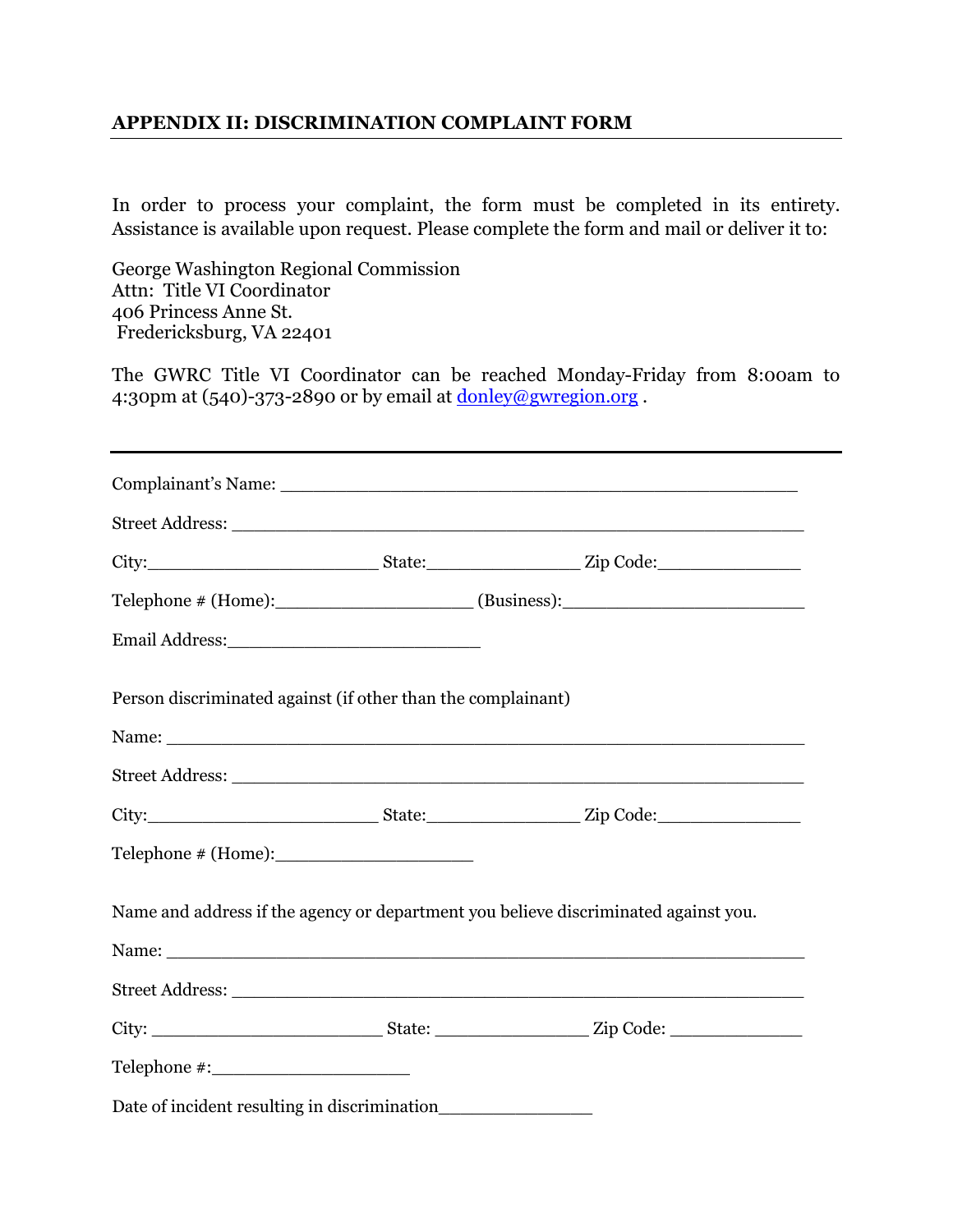## APPENDIX II: DISCRIMINATION COMPLAINT FORM

In order to process your complaint, the form must be completed in its entirety. Assistance is available upon request. Please complete the form and mail or deliver it to:

George Washington Regional Commission
Attn: Title VI Coordinator
406 Princess Anne St.
Fredericksburg, VA 22401

The GWRC Title VI Coordinator can be reached Monday-Friday from 8:00am to 4:30pm at (540)-373-2890 or by email at [donley@gwregion.org](mailto:donley@gwregion.org) .

---

Complainant's Name: ________________________________________________

Street Address: ____________________________________________________

City:______________________ State:______________ Zip Code:_____________

Telephone # (Home):__________________ (Business):______________________

Email Address:________________________

Person discriminated against (if other than the complainant)

Name: _____________________________________________________________

Street Address: ____________________________________________________

City:______________________ State:______________ Zip Code:_____________

Telephone # (Home):__________________

Name and address if the agency or department you believe discriminated against you.

Name: _____________________________________________________________

Street Address: ____________________________________________________

City: ______________________ State: ______________ Zip Code: _____________

Telephone #:__________________

Date of incident resulting in discrimination______________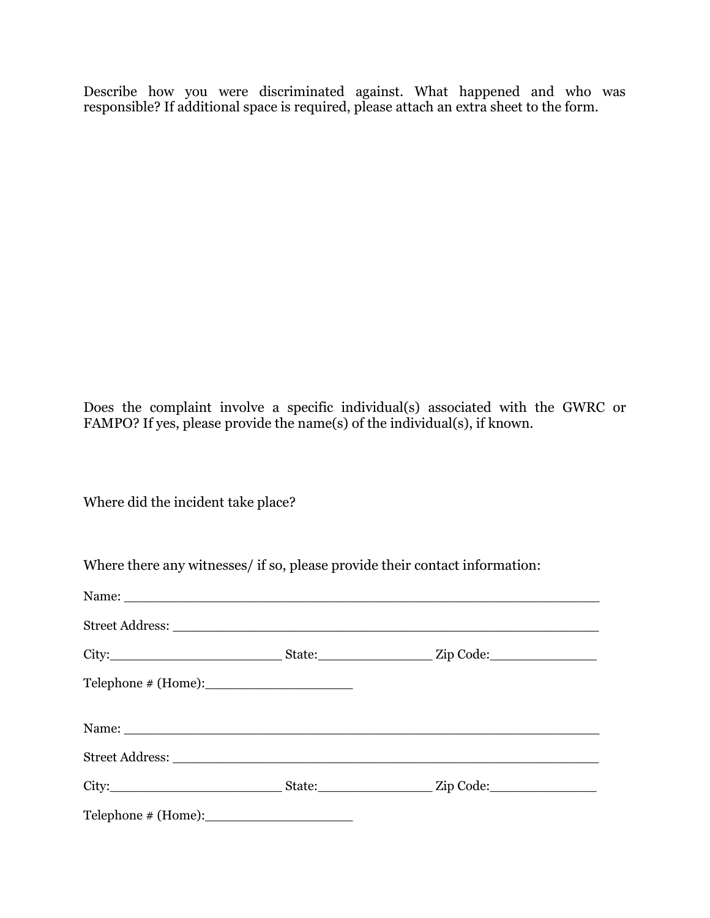Describe how you were discriminated against. What happened and who was responsible? If additional space is required, please attach an extra sheet to the form.

Does the complaint involve a specific individual(s) associated with the GWRC or FAMPO? If yes, please provide the name(s) of the individual(s), if known.

Where did the incident take place?

Where there any witnesses/ if so, please provide their contact information:

Name: ___________________________________________________________

Street Address: ____________________________________________________

City:______________________ State:______________ Zip Code:_____________

Telephone # (Home):__________________

Name: ___________________________________________________________

Street Address: ____________________________________________________

City:______________________ State:______________ Zip Code:_____________

Telephone # (Home):__________________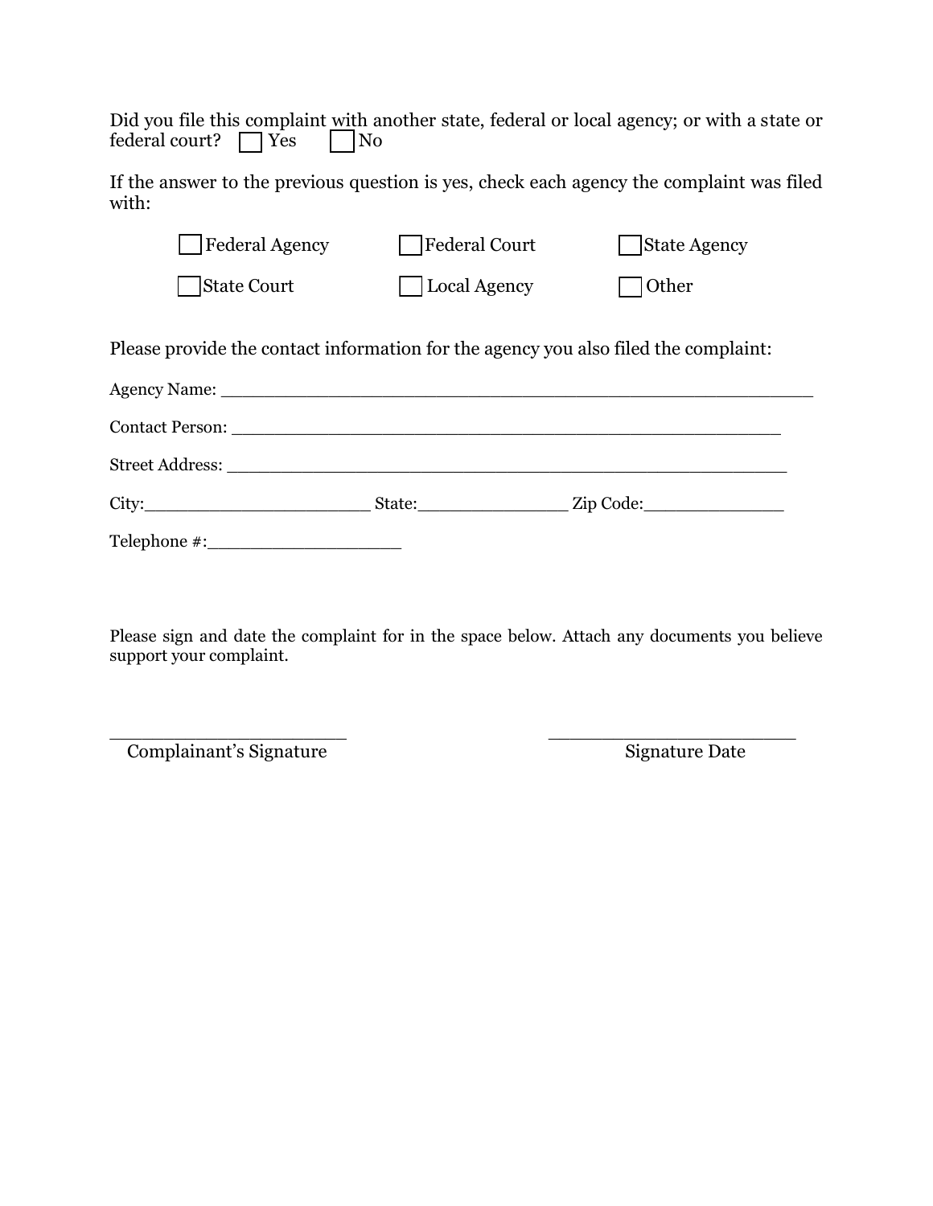Did you file this complaint with another state, federal or local agency; or with a state or federal court? ☐ Yes ☐ No

If the answer to the previous question is yes, check each agency the complaint was filed with:

☐ Federal Agency ☐ Federal Court ☐ State Agency

☐ State Court ☐ Local Agency ☐ Other

Please provide the contact information for the agency you also filed the complaint:

Agency Name: ___________________________________________________________

Contact Person: _______________________________________________________

Street Address: ________________________________________________________

City:______________________ State:______________ Zip Code:_____________

Telephone #:__________________

Please sign and date the complaint for in the space below. Attach any documents you believe support your complaint.

______________________ ______________________

Complainant's Signature Signature Date